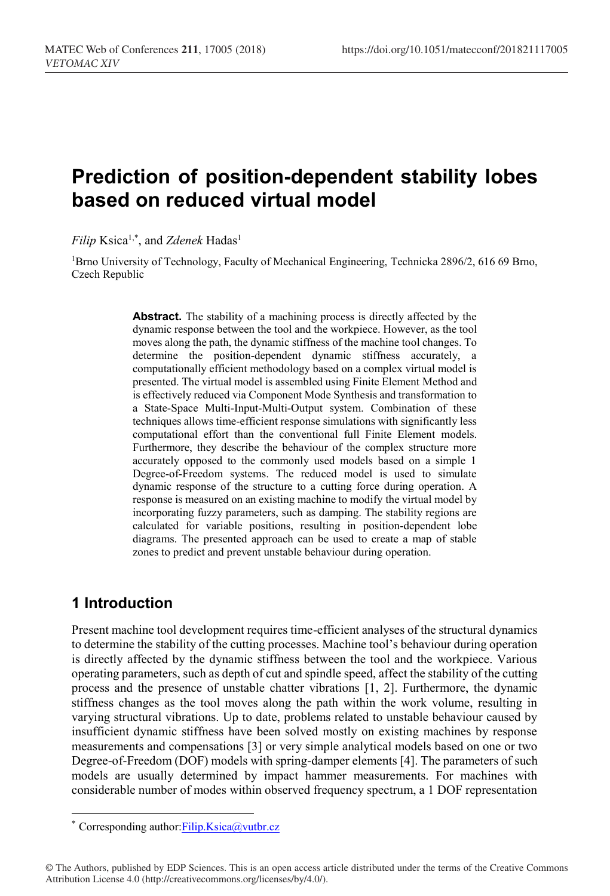# Prediction of position-dependent stability lobes based on reduced virtual model

*Filip* Ksica[1,*], and *Zdenek* Hadas[1]

[1]Brno University of Technology, Faculty of Mechanical Engineering, Technicka 2896/2, 616 69 Brno, Czech Republic

**Abstract.** The stability of a machining process is directly affected by the dynamic response between the tool and the workpiece. However, as the tool moves along the path, the dynamic stiffness of the machine tool changes. To determine the position-dependent dynamic stiffness accurately, a computationally efficient methodology based on a complex virtual model is presented. The virtual model is assembled using Finite Element Method and is effectively reduced via Component Mode Synthesis and transformation to a State-Space Multi-Input-Multi-Output system. Combination of these techniques allows time-efficient response simulations with significantly less computational effort than the conventional full Finite Element models. Furthermore, they describe the behaviour of the complex structure more accurately opposed to the commonly used models based on a simple 1 Degree-of-Freedom systems. The reduced model is used to simulate dynamic response of the structure to a cutting force during operation. A response is measured on an existing machine to modify the virtual model by incorporating fuzzy parameters, such as damping. The stability regions are calculated for variable positions, resulting in position-dependent lobe diagrams. The presented approach can be used to create a map of stable zones to predict and prevent unstable behaviour during operation.

## 1 Introduction

Present machine tool development requires time-efficient analyses of the structural dynamics to determine the stability of the cutting processes. Machine tool's behaviour during operation is directly affected by the dynamic stiffness between the tool and the workpiece. Various operating parameters, such as depth of cut and spindle speed, affect the stability of the cutting process and the presence of unstable chatter vibrations [1, 2]. Furthermore, the dynamic stiffness changes as the tool moves along the path within the work volume, resulting in varying structural vibrations. Up to date, problems related to unstable behaviour caused by insufficient dynamic stiffness have been solved mostly on existing machines by response measurements and compensations [3] or very simple analytical models based on one or two Degree-of-Freedom (DOF) models with spring-damper elements [4]. The parameters of such models are usually determined by impact hammer measurements. For machines with considerable number of modes within observed frequency spectrum, a 1 DOF representation

* Corresponding author: Filip.Ksica@vutbr.cz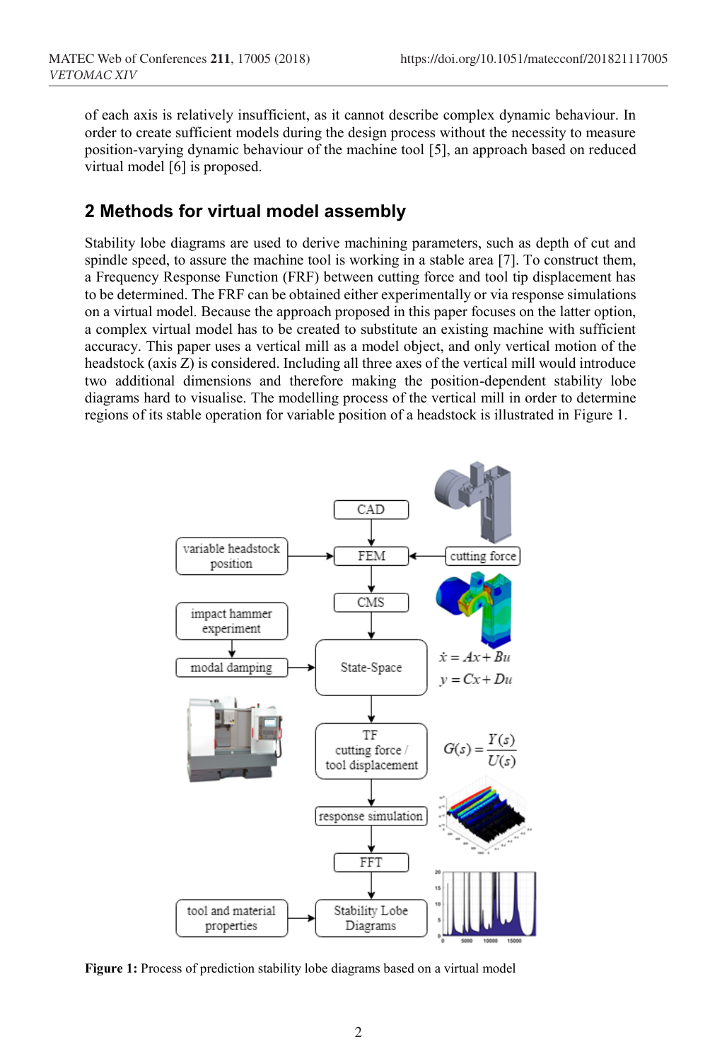of each axis is relatively insufficient, as it cannot describe complex dynamic behaviour. In order to create sufficient models during the design process without the necessity to measure position-varying dynamic behaviour of the machine tool [5], an approach based on reduced virtual model [6] is proposed.

## 2 Methods for virtual model assembly

Stability lobe diagrams are used to derive machining parameters, such as depth of cut and spindle speed, to assure the machine tool is working in a stable area [7]. To construct them, a Frequency Response Function (FRF) between cutting force and tool tip displacement has to be determined. The FRF can be obtained either experimentally or via response simulations on a virtual model. Because the approach proposed in this paper focuses on the latter option, a complex virtual model has to be created to substitute an existing machine with sufficient accuracy. This paper uses a vertical mill as a model object, and only vertical motion of the headstock (axis Z) is considered. Including all three axes of the vertical mill would introduce two additional dimensions and therefore making the position-dependent stability lobe diagrams hard to visualise. The modelling process of the vertical mill in order to determine regions of its stable operation for variable position of a headstock is illustrated in Figure 1.

**Figure 1:** Process of prediction stability lobe diagrams based on a virtual model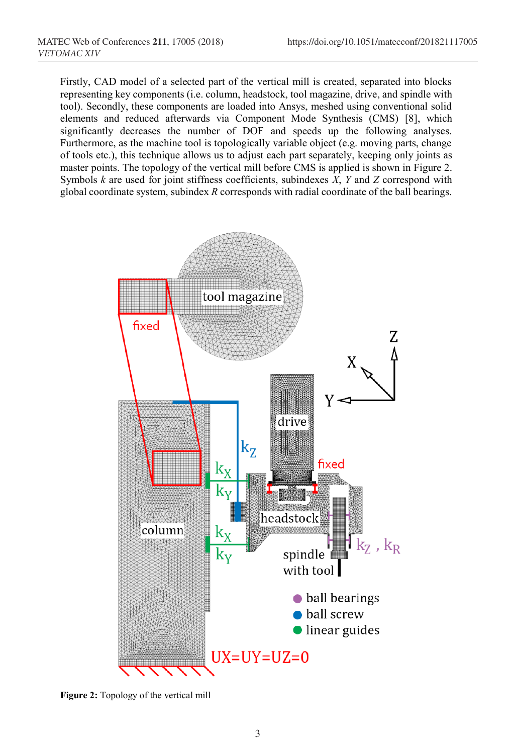Firstly, CAD model of a selected part of the vertical mill is created, separated into blocks representing key components (i.e. column, headstock, tool magazine, drive, and spindle with tool). Secondly, these components are loaded into Ansys, meshed using conventional solid elements and reduced afterwards via Component Mode Synthesis (CMS) [8], which significantly decreases the number of DOF and speeds up the following analyses. Furthermore, as the machine tool is topologically variable object (e.g. moving parts, change of tools etc.), this technique allows us to adjust each part separately, keeping only joints as master points. The topology of the vertical mill before CMS is applied is shown in Figure 2. Symbols *k* are used for joint stiffness coefficients, subindexes *X*, *Y* and *Z* correspond with global coordinate system, subindex *R* corresponds with radial coordinate of the ball bearings.

**Figure 2:** Topology of the vertical mill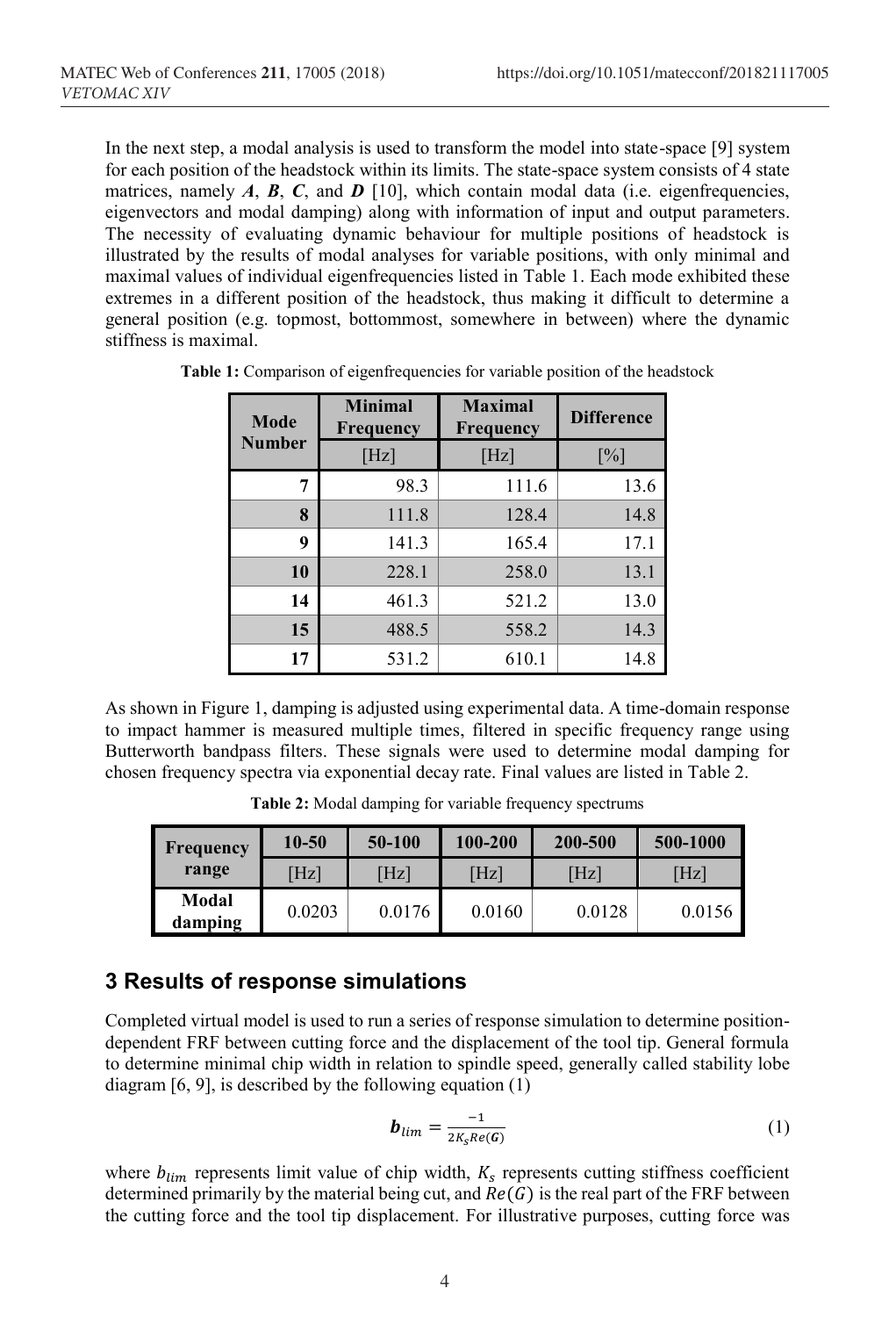In the next step, a modal analysis is used to transform the model into state-space [9] system for each position of the headstock within its limits. The state-space system consists of 4 state matrices, namely $\boldsymbol{A}$, $\boldsymbol{B}$, $\boldsymbol{C}$, and $\boldsymbol{D}$ [10], which contain modal data (i.e. eigenfrequencies, eigenvectors and modal damping) along with information of input and output parameters. The necessity of evaluating dynamic behaviour for multiple positions of headstock is illustrated by the results of modal analyses for variable positions, with only minimal and maximal values of individual eigenfrequencies listed in Table 1. Each mode exhibited these extremes in a different position of the headstock, thus making it difficult to determine a general position (e.g. topmost, bottommost, somewhere in between) where the dynamic stiffness is maximal.

**Table 1:** Comparison of eigenfrequencies for variable position of the headstock

| Mode Number | Minimal Frequency | Maximal Frequency | Difference |
|---|---|---|---|
| | [Hz] | [Hz] | [%] |
| 7 | 98.3 | 111.6 | 13.6 |
| 8 | 111.8 | 128.4 | 14.8 |
| 9 | 141.3 | 165.4 | 17.1 |
| 10 | 228.1 | 258.0 | 13.1 |
| 14 | 461.3 | 521.2 | 13.0 |
| 15 | 488.5 | 558.2 | 14.3 |
| 17 | 531.2 | 610.1 | 14.8 |

As shown in Figure 1, damping is adjusted using experimental data. A time-domain response to impact hammer is measured multiple times, filtered in specific frequency range using Butterworth bandpass filters. These signals were used to determine modal damping for chosen frequency spectra via exponential decay rate. Final values are listed in Table 2.

**Table 2:** Modal damping for variable frequency spectrums

| Frequency range | 10-50 | 50-100 | 100-200 | 200-500 | 500-1000 |
|---|---|---|---|---|---|
| | [Hz] | [Hz] | [Hz] | [Hz] | [Hz] |
| Modal damping | 0.0203 | 0.0176 | 0.0160 | 0.0128 | 0.0156 |

## 3 Results of response simulations

Completed virtual model is used to run a series of response simulation to determine position-dependent FRF between cutting force and the displacement of the tool tip. General formula to determine minimal chip width in relation to spindle speed, generally called stability lobe diagram [6, 9], is described by the following equation (1)

$$\boldsymbol{b}_{lim} = \frac{-1}{2K_s Re(\boldsymbol{G})} \tag{1}$$

where $b_{lim}$ represents limit value of chip width, $K_s$ represents cutting stiffness coefficient determined primarily by the material being cut, and $Re(G)$ is the real part of the FRF between the cutting force and the tool tip displacement. For illustrative purposes, cutting force was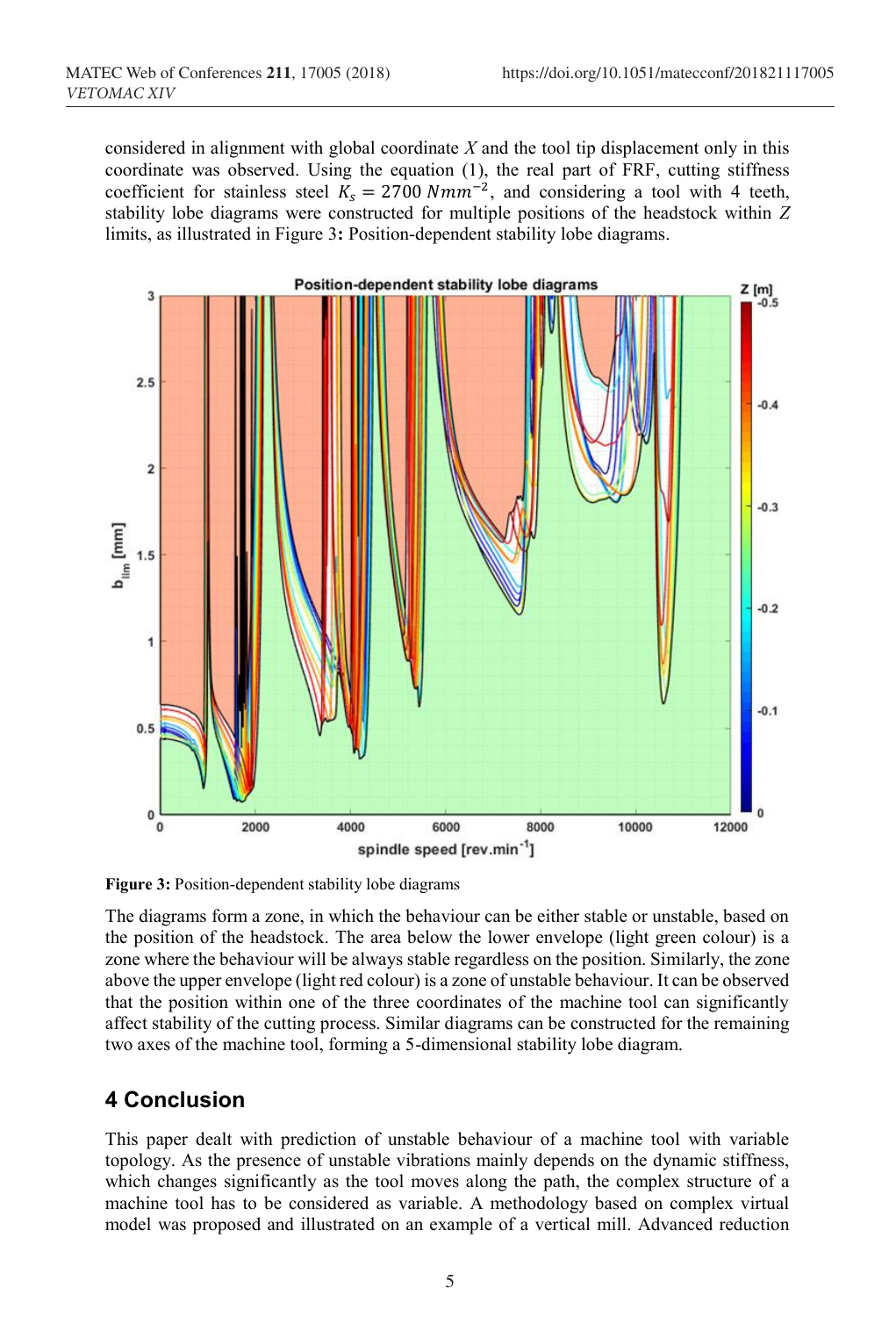considered in alignment with global coordinate $X$ and the tool tip displacement only in this coordinate was observed. Using the equation (1), the real part of FRF, cutting stiffness coefficient for stainless steel $K_s = 2700\ Nmm^{-2}$, and considering a tool with 4 teeth, stability lobe diagrams were constructed for multiple positions of the headstock within $Z$ limits, as illustrated in Figure 3**:** Position-dependent stability lobe diagrams.

**Figure 3:** Position-dependent stability lobe diagrams

The diagrams form a zone, in which the behaviour can be either stable or unstable, based on the position of the headstock. The area below the lower envelope (light green colour) is a zone where the behaviour will be always stable regardless on the position. Similarly, the zone above the upper envelope (light red colour) is a zone of unstable behaviour. It can be observed that the position within one of the three coordinates of the machine tool can significantly affect stability of the cutting process. Similar diagrams can be constructed for the remaining two axes of the machine tool, forming a 5-dimensional stability lobe diagram.

## 4 Conclusion

This paper dealt with prediction of unstable behaviour of a machine tool with variable topology. As the presence of unstable vibrations mainly depends on the dynamic stiffness, which changes significantly as the tool moves along the path, the complex structure of a machine tool has to be considered as variable. A methodology based on complex virtual model was proposed and illustrated on an example of a vertical mill. Advanced reduction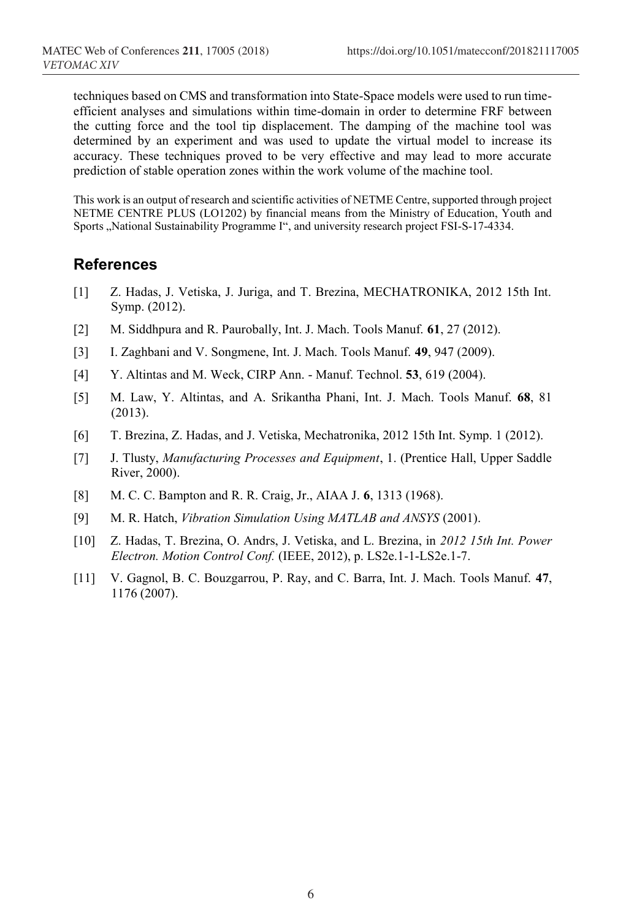techniques based on CMS and transformation into State-Space models were used to run time-efficient analyses and simulations within time-domain in order to determine FRF between the cutting force and the tool tip displacement. The damping of the machine tool was determined by an experiment and was used to update the virtual model to increase its accuracy. These techniques proved to be very effective and may lead to more accurate prediction of stable operation zones within the work volume of the machine tool.

This work is an output of research and scientific activities of NETME Centre, supported through project NETME CENTRE PLUS (LO1202) by financial means from the Ministry of Education, Youth and Sports „National Sustainability Programme I", and university research project FSI-S-17-4334.

## References

[1] Z. Hadas, J. Vetiska, J. Juriga, and T. Brezina, MECHATRONIKA, 2012 15th Int. Symp. (2012).

[2] M. Siddhpura and R. Paurobally, Int. J. Mach. Tools Manuf. **61**, 27 (2012).

[3] I. Zaghbani and V. Songmene, Int. J. Mach. Tools Manuf. **49**, 947 (2009).

[4] Y. Altintas and M. Weck, CIRP Ann. - Manuf. Technol. **53**, 619 (2004).

[5] M. Law, Y. Altintas, and A. Srikantha Phani, Int. J. Mach. Tools Manuf. **68**, 81 (2013).

[6] T. Brezina, Z. Hadas, and J. Vetiska, Mechatronika, 2012 15th Int. Symp. 1 (2012).

[7] J. Tlusty, *Manufacturing Processes and Equipment*, 1. (Prentice Hall, Upper Saddle River, 2000).

[8] M. C. C. Bampton and R. R. Craig, Jr., AIAA J. **6**, 1313 (1968).

[9] M. R. Hatch, *Vibration Simulation Using MATLAB and ANSYS* (2001).

[10] Z. Hadas, T. Brezina, O. Andrs, J. Vetiska, and L. Brezina, in *2012 15th Int. Power Electron. Motion Control Conf.* (IEEE, 2012), p. LS2e.1-1-LS2e.1-7.

[11] V. Gagnol, B. C. Bouzgarrou, P. Ray, and C. Barra, Int. J. Mach. Tools Manuf. **47**, 1176 (2007).